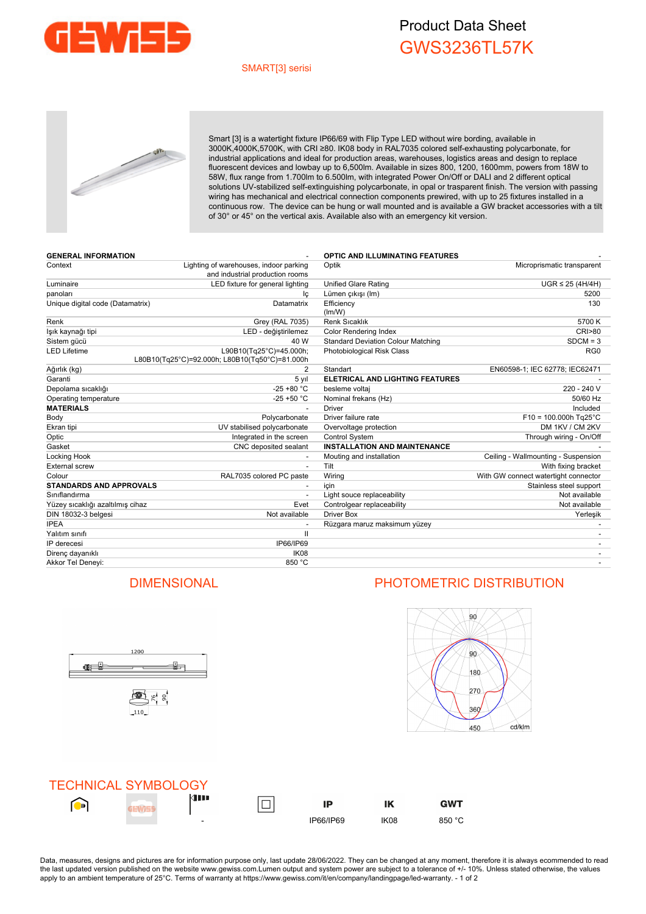# Product Data Sheet

## GWS3236TL57K

SMART[3] serisi

Smart [3] is a watertight fixture IP66/69 with Flip Type LED without wire bording, available in 3000K,4000K,5700K, with CRI ≥80. IK08 body in RAL7035 colored self-exhausting polycarbonate, for industrial applications and ideal for production areas, warehouses, logistics areas and design to replace fluorescent devices and lowbay up to 6,500lm. Available in sizes 800, 1200, 1600mm, powers from 18W to 58W, flux range from 1.700lm to 6.500lm, with integrated Power On/Off or DALI and 2 different optical solutions UV-stabilized self-extinguishing polycarbonate, in opal or trasparent finish. The version with passing wiring has mechanical and electrical connection components prewired, with up to 25 fixtures installed in a continuous row. The device can be hung or wall mounted and is available a GW bracket accessories with a tilt of 30° or 45° on the vertical axis. Available also with an emergency kit version.

| **GENERAL INFORMATION** | - |
|---|---|
| Context | Lighting of warehouses, indoor parking and industrial production rooms |
| Luminaire | LED fixture for general lighting |
| panoları | İç |
| Unique digital code (Datamatrix) | Datamatrix |
| Renk | Grey (RAL 7035) |
| Işık kaynağı tipi | LED - değiştirilemez |
| Sistem gücü | 40 W |
| LED Lifetime | L90B10(Tq25°C)=45.000h; L80B10(Tq25°C)=92.000h; L80B10(Tq50°C)=81.000h |
| Ağırlık (kg) | 2 |
| Garanti | 5 yıl |
| Depolama sıcaklığı | -25 +80 °C |
| Operating temperature | -25 +50 °C |
| **MATERIALS** | - |
| Body | Polycarbonate |
| Ekran tipi | UV stabilised polycarbonate |
| Optic | Integrated in the screen |
| Gasket | CNC deposited sealant |
| Locking Hook | - |
| External screw | - |
| Colour | RAL7035 colored PC paste |
| **STANDARDS AND APPROVALS** | - |
| Sınıflandırma | - |
| Yüzey sıcaklığı azaltılmış cihaz | Evet |
| DIN 18032-3 belgesi | Not available |
| IPEA | - |
| Yalıtım sınıfı | II |
| IP derecesi | IP66/IP69 |
| Direnç dayanıklı | IK08 |
| Akkor Tel Deneyi: | 850 °C |

| **OPTIC AND ILLUMINATING FEATURES** | - |
|---|---|
| Optik | Microprismatic transparent |
| Unified Glare Rating | UGR ≤ 25 (4H/4H) |
| Lümen çıkışı (lm) | 5200 |
| Efficiency (lm/W) | 130 |
| Renk Sıcaklık | 5700 K |
| Color Rendering Index | CRI>80 |
| Standard Deviation Colour Matching | SDCM = 3 |
| Photobiological Risk Class | RG0 |
| Standart | EN60598-1; IEC 62778; IEC62471 |
| **ELETRICAL AND LIGHTING FEATURES** | - |
| besleme voltaj | 220 - 240 V |
| Nominal frekans (Hz) | 50/60 Hz |
| Driver | Included |
| Driver failure rate | F10 = 100.000h Tq25°C |
| Overvoltage protection | DM 1KV / CM 2KV |
| Control System | Through wiring - On/Off |
| **INSTALLATION AND MAINTENANCE** | - |
| Mouting and installation | Ceiling - Wallmounting - Suspension |
| Tilt | With fixing bracket |
| Wiring | With GW connect watertight connector |
| için | Stainless steel support |
| Light souce replaceability | Not available |
| Controlgear replaceability | Not available |
| Driver Box | Yerleşik |
| Rüzgara maruz maksimum yüzey | - |
| | - |
| | - |
| | - |
| | - |

## DIMENSIONAL

1200

110, 76, 90

## PHOTOMETRIC DISTRIBUTION

90, 90, 180, 270, 360, 450 cd/klm

## TECHNICAL SYMBOLOGY

| | | | | IP | IK | GWT |
|---|---|---|---|---|---|---|
| | | - | | IP66/IP69 | IK08 | 850 °C |

Data, measures, designs and pictures are for information purpose only, last update 28/06/2022. They can be changed at any moment, therefore it is always ecommended to read the last updated version published on the website www.gewiss.com.Lumen output and system power are subject to a tolerance of +/- 10%. Unless stated otherwise, the values apply to an ambient temperature of 25°C. Terms of warranty at https://www.gewiss.com/it/en/company/landingpage/led-warranty.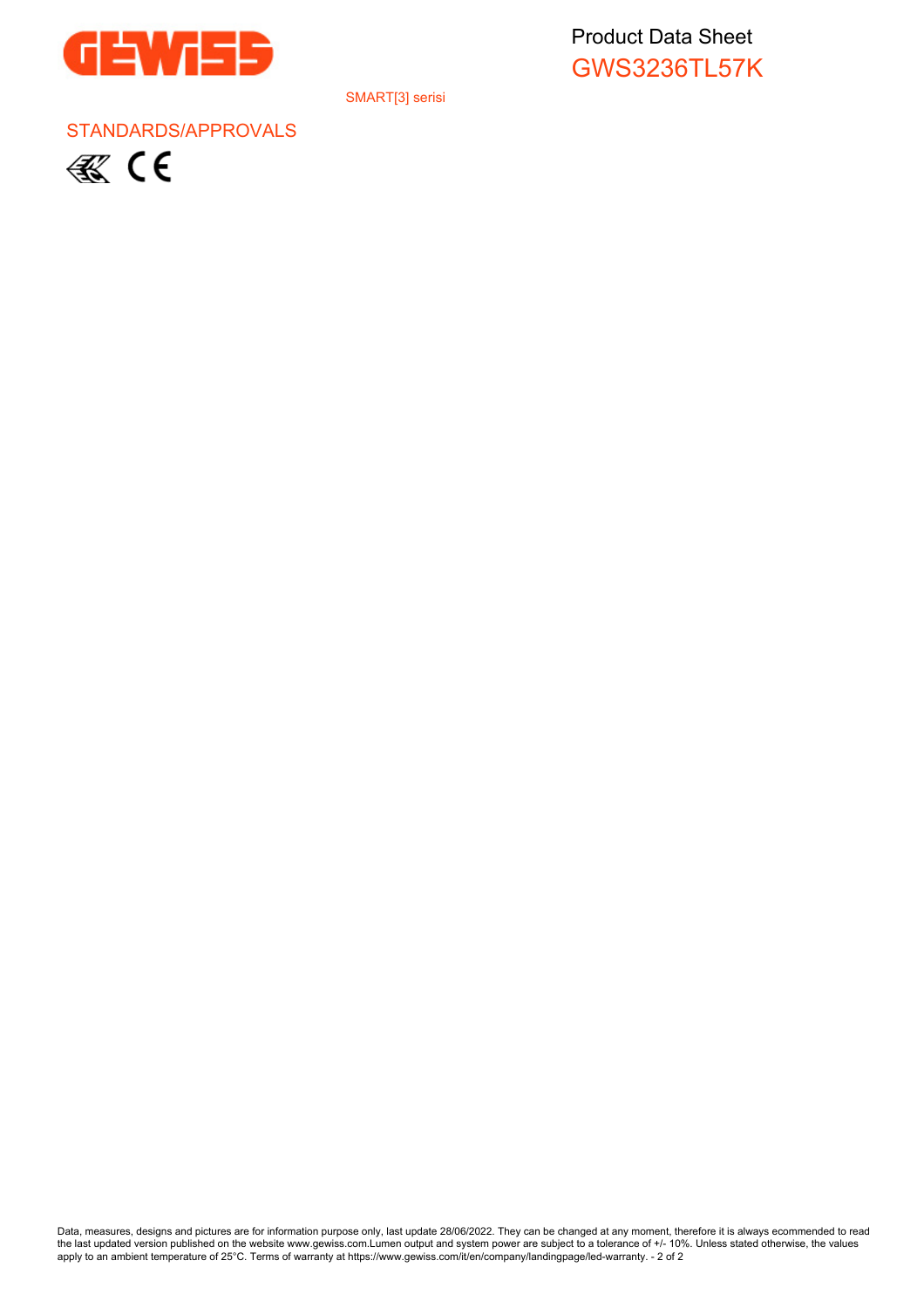Product Data Sheet

GWS3236TL57K

SMART[3] serisi

## STANDARDS/APPROVALS

Data, measures, designs and pictures are for information purpose only, last update 28/06/2022. They can be changed at any moment, therefore it is always ecommended to read the last updated version published on the website www.gewiss.com.Lumen output and system power are subject to a tolerance of +/- 10%. Unless stated otherwise, the values apply to an ambient temperature of 25°C. Terms of warranty at https://www.gewiss.com/it/en/company/landingpage/led-warranty.